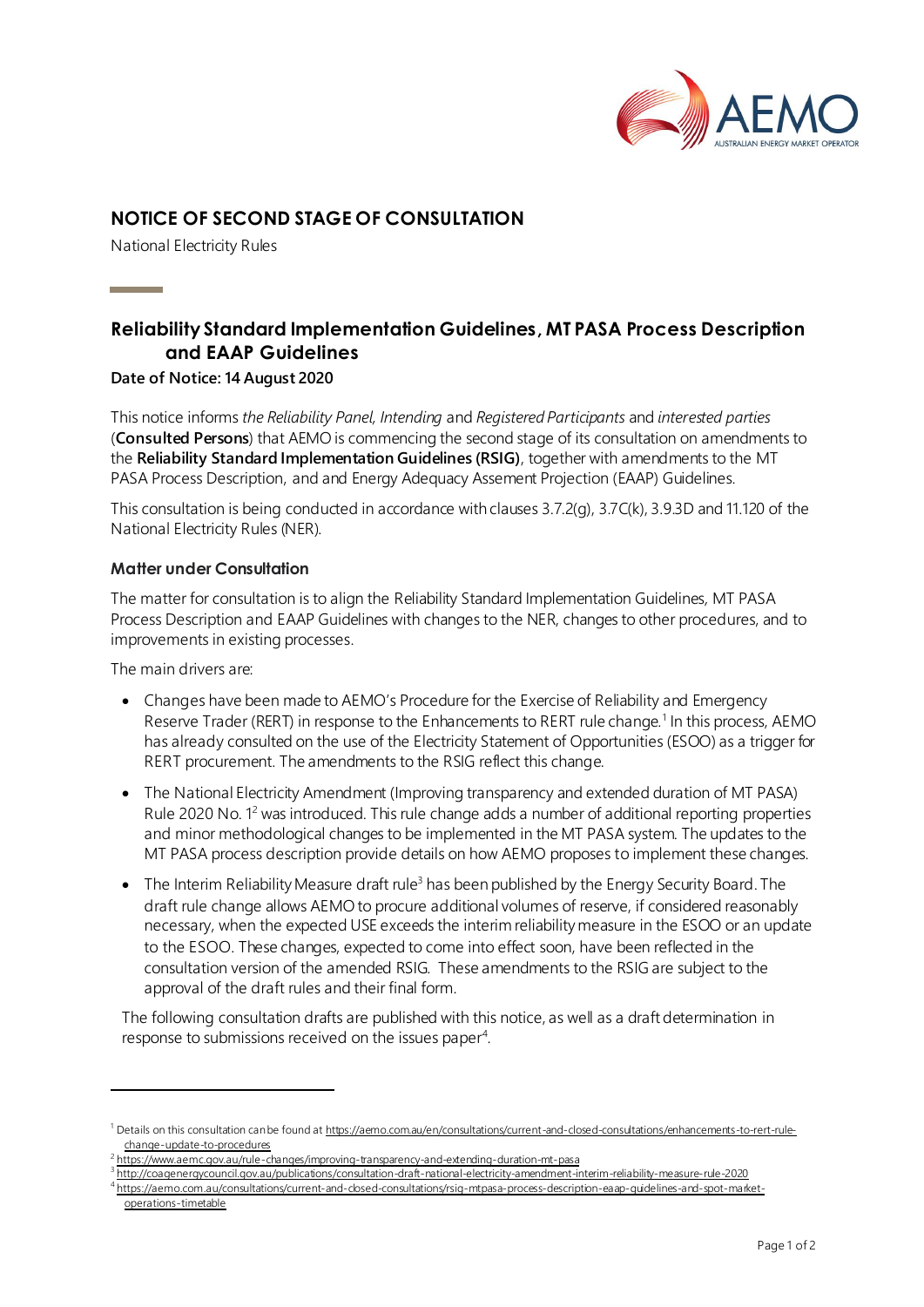# NOTICE OF SECOND STAGE OF CONSULTATION

National Electricity Rules

## Reliability Standard Implementation Guidelines, MT PASA Process Description and EAAP Guidelines

**Date of Notice: 14 August 2020**

This notice informs *the Reliability Panel, Intending* and *Registered Participants* and *interested parties* (**Consulted Persons**) that AEMO is commencing the second stage of its consultation on amendments to the **Reliability Standard Implementation Guidelines (RSIG)**, together with amendments to the MT PASA Process Description, and and Energy Adequacy Assement Projection (EAAP) Guidelines.

This consultation is being conducted in accordance with clauses 3.7.2(g), 3.7C(k), 3.9.3D and 11.120 of the National Electricity Rules (NER).

### Matter under Consultation

The matter for consultation is to align the Reliability Standard Implementation Guidelines, MT PASA Process Description and EAAP Guidelines with changes to the NER, changes to other procedures, and to improvements in existing processes.

The main drivers are:

- Changes have been made to AEMO's Procedure for the Exercise of Reliability and Emergency Reserve Trader (RERT) in response to the Enhancements to RERT rule change.[1] In this process, AEMO has already consulted on the use of the Electricity Statement of Opportunities (ESOO) as a trigger for RERT procurement. The amendments to the RSIG reflect this change.
- The National Electricity Amendment (Improving transparency and extended duration of MT PASA) Rule 2020 No. 1[2] was introduced. This rule change adds a number of additional reporting properties and minor methodological changes to be implemented in the MT PASA system. The updates to the MT PASA process description provide details on how AEMO proposes to implement these changes.
- The Interim Reliability Measure draft rule[3] has been published by the Energy Security Board. The draft rule change allows AEMO to procure additional volumes of reserve, if considered reasonably necessary, when the expected USE exceeds the interim reliability measure in the ESOO or an update to the ESOO. These changes, expected to come into effect soon, have been reflected in the consultation version of the amended RSIG. These amendments to the RSIG are subject to the approval of the draft rules and their final form.

The following consultation drafts are published with this notice, as well as a draft determination in response to submissions received on the issues paper[4].

---

[1] Details on this consultation can be found at https://aemo.com.au/en/consultations/current-and-closed-consultations/enhancements-to-rert-rule-change-update-to-procedures

[2] https://www.aemc.gov.au/rule-changes/improving-transparency-and-extending-duration-mt-pasa

[3] http://coagenergycouncil.gov.au/publications/consultation-draft-national-electricity-amendment-interim-reliability-measure-rule-2020

[4] https://aemo.com.au/consultations/current-and-closed-consultations/rsig-mtpasa-process-description-eaap-guidelines-and-spot-market-operations-timetable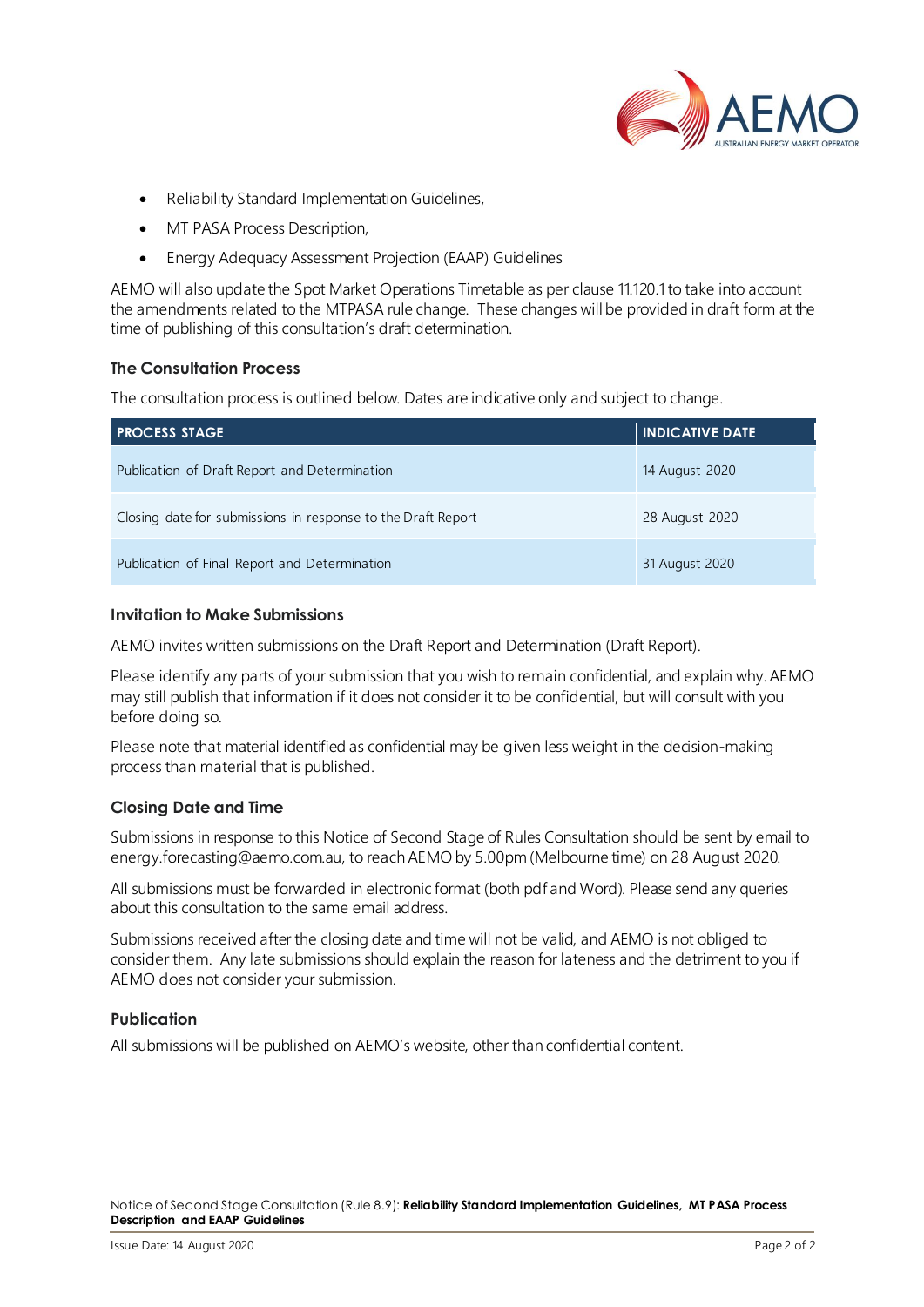- Reliability Standard Implementation Guidelines,
- MT PASA Process Description,
- Energy Adequacy Assessment Projection (EAAP) Guidelines

AEMO will also update the Spot Market Operations Timetable as per clause 11.120.1 to take into account the amendments related to the MTPASA rule change. These changes will be provided in draft form at the time of publishing of this consultation's draft determination.

### The Consultation Process

The consultation process is outlined below. Dates are indicative only and subject to change.

| PROCESS STAGE | INDICATIVE DATE |
|---|---|
| Publication of Draft Report and Determination | 14 August 2020 |
| Closing date for submissions in response to the Draft Report | 28 August 2020 |
| Publication of Final Report and Determination | 31 August 2020 |

### Invitation to Make Submissions

AEMO invites written submissions on the Draft Report and Determination (Draft Report).

Please identify any parts of your submission that you wish to remain confidential, and explain why. AEMO may still publish that information if it does not consider it to be confidential, but will consult with you before doing so.

Please note that material identified as confidential may be given less weight in the decision-making process than material that is published.

### Closing Date and Time

Submissions in response to this Notice of Second Stage of Rules Consultation should be sent by email to energy.forecasting@aemo.com.au, to reach AEMO by 5.00pm (Melbourne time) on 28 August 2020.

All submissions must be forwarded in electronic format (both pdf and Word). Please send any queries about this consultation to the same email address.

Submissions received after the closing date and time will not be valid, and AEMO is not obliged to consider them. Any late submissions should explain the reason for lateness and the detriment to you if AEMO does not consider your submission.

### Publication

All submissions will be published on AEMO's website, other than confidential content.